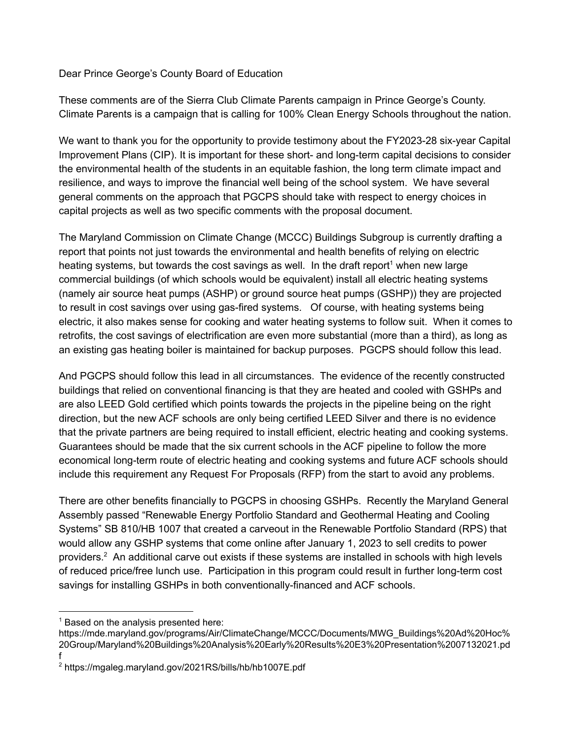Dear Prince George's County Board of Education

These comments are of the Sierra Club Climate Parents campaign in Prince George's County. Climate Parents is a campaign that is calling for 100% Clean Energy Schools throughout the nation.

We want to thank you for the opportunity to provide testimony about the FY2023-28 six-year Capital Improvement Plans (CIP). It is important for these short- and long-term capital decisions to consider the environmental health of the students in an equitable fashion, the long term climate impact and resilience, and ways to improve the financial well being of the school system. We have several general comments on the approach that PGCPS should take with respect to energy choices in capital projects as well as two specific comments with the proposal document.

The Maryland Commission on Climate Change (MCCC) Buildings Subgroup is currently drafting a report that points not just towards the environmental and health benefits of relying on electric heating systems, but towards the cost savings as well. In the draft report[1] when new large commercial buildings (of which schools would be equivalent) install all electric heating systems (namely air source heat pumps (ASHP) or ground source heat pumps (GSHP)) they are projected to result in cost savings over using gas-fired systems. Of course, with heating systems being electric, it also makes sense for cooking and water heating systems to follow suit. When it comes to retrofits, the cost savings of electrification are even more substantial (more than a third), as long as an existing gas heating boiler is maintained for backup purposes. PGCPS should follow this lead.

And PGCPS should follow this lead in all circumstances. The evidence of the recently constructed buildings that relied on conventional financing is that they are heated and cooled with GSHPs and are also LEED Gold certified which points towards the projects in the pipeline being on the right direction, but the new ACF schools are only being certified LEED Silver and there is no evidence that the private partners are being required to install efficient, electric heating and cooking systems. Guarantees should be made that the six current schools in the ACF pipeline to follow the more economical long-term route of electric heating and cooking systems and future ACF schools should include this requirement any Request For Proposals (RFP) from the start to avoid any problems.

There are other benefits financially to PGCPS in choosing GSHPs. Recently the Maryland General Assembly passed "Renewable Energy Portfolio Standard and Geothermal Heating and Cooling Systems" SB 810/HB 1007 that created a carveout in the Renewable Portfolio Standard (RPS) that would allow any GSHP systems that come online after January 1, 2023 to sell credits to power providers.[2] An additional carve out exists if these systems are installed in schools with high levels of reduced price/free lunch use. Participation in this program could result in further long-term cost savings for installing GSHPs in both conventionally-financed and ACF schools.

---

[1] Based on the analysis presented here: https://mde.maryland.gov/programs/Air/ClimateChange/MCCC/Documents/MWG_Buildings%20Ad%20Hoc%20Group/Maryland%20Buildings%20Analysis%20Early%20Results%20E3%20Presentation%2007132021.pdf

[2] https://mgaleg.maryland.gov/2021RS/bills/hb/hb1007E.pdf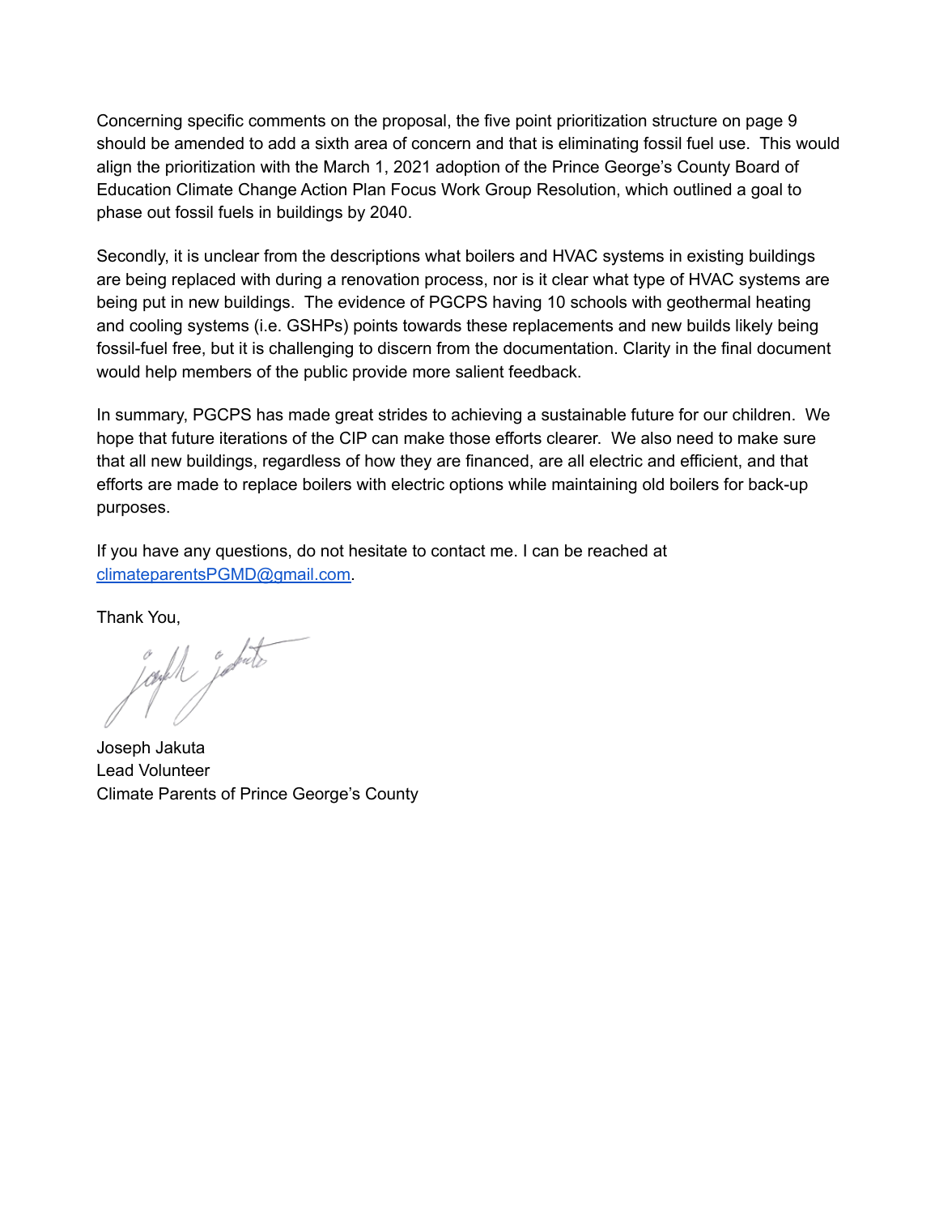Concerning specific comments on the proposal, the five point prioritization structure on page 9 should be amended to add a sixth area of concern and that is eliminating fossil fuel use. This would align the prioritization with the March 1, 2021 adoption of the Prince George's County Board of Education Climate Change Action Plan Focus Work Group Resolution, which outlined a goal to phase out fossil fuels in buildings by 2040.

Secondly, it is unclear from the descriptions what boilers and HVAC systems in existing buildings are being replaced with during a renovation process, nor is it clear what type of HVAC systems are being put in new buildings. The evidence of PGCPS having 10 schools with geothermal heating and cooling systems (i.e. GSHPs) points towards these replacements and new builds likely being fossil-fuel free, but it is challenging to discern from the documentation. Clarity in the final document would help members of the public provide more salient feedback.

In summary, PGCPS has made great strides to achieving a sustainable future for our children. We hope that future iterations of the CIP can make those efforts clearer. We also need to make sure that all new buildings, regardless of how they are financed, are all electric and efficient, and that efforts are made to replace boilers with electric options while maintaining old boilers for back-up purposes.

If you have any questions, do not hesitate to contact me. I can be reached at climateparentsPGMD@gmail.com.

Thank You,

Joseph Jakuta
Lead Volunteer
Climate Parents of Prince George's County